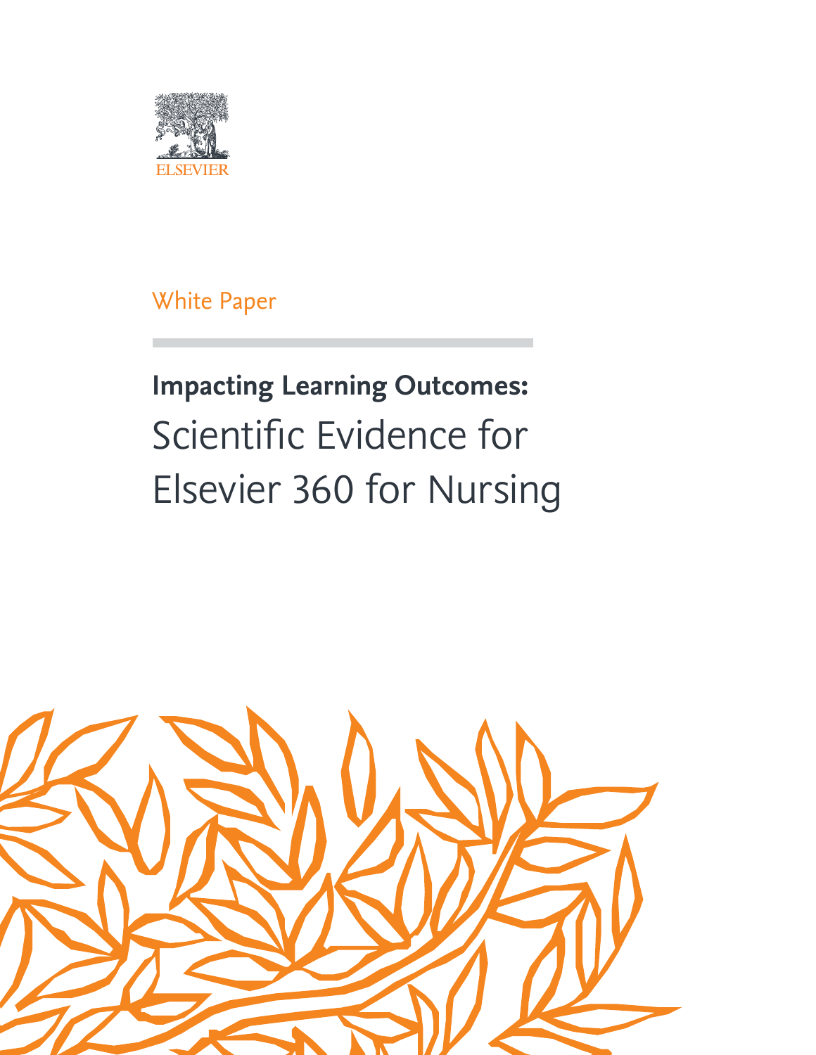ELSEVIER

White Paper

# Impacting Learning Outcomes: Scientific Evidence for Elsevier 360 for Nursing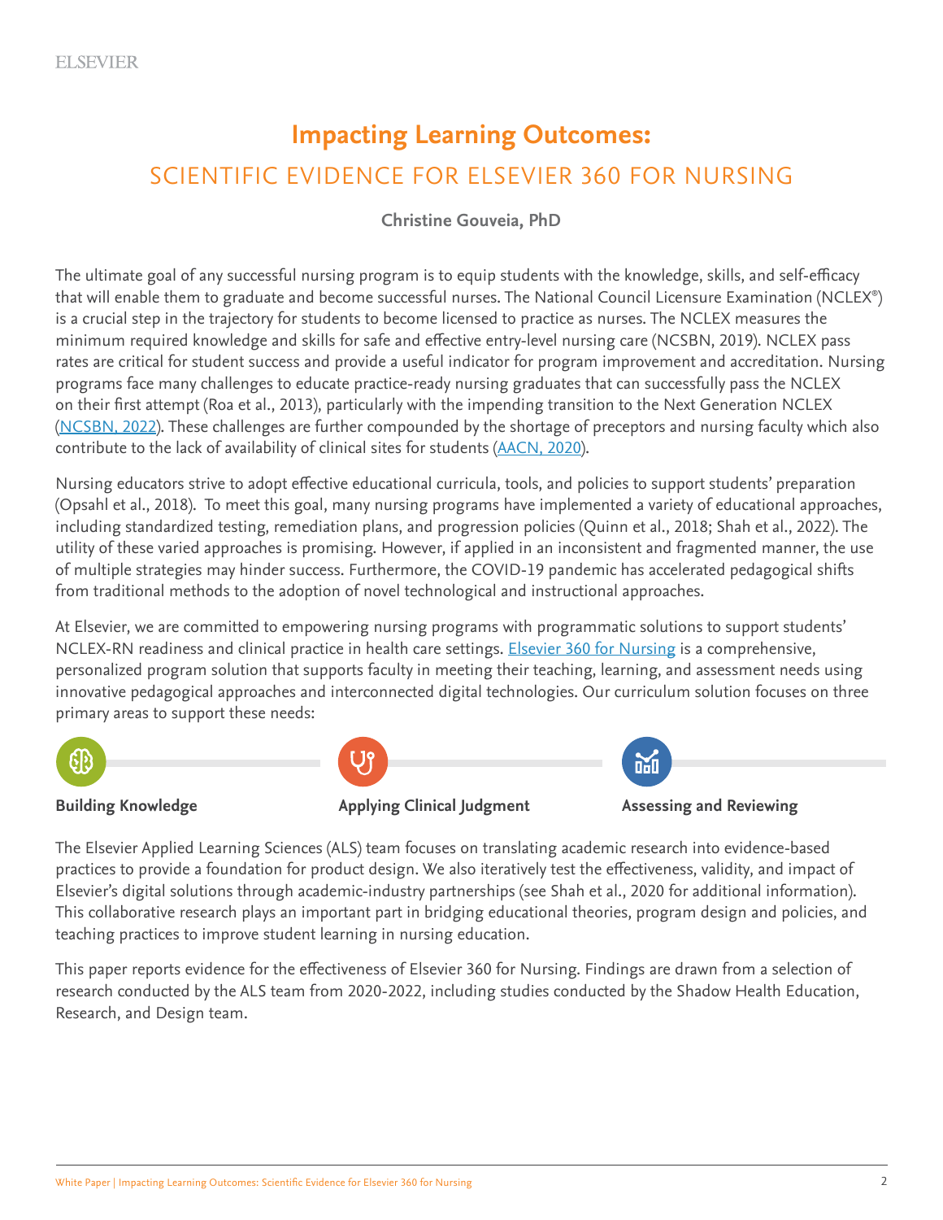# Impacting Learning Outcomes:

## SCIENTIFIC EVIDENCE FOR ELSEVIER 360 FOR NURSING

**Christine Gouveia, PhD**

The ultimate goal of any successful nursing program is to equip students with the knowledge, skills, and self-efficacy that will enable them to graduate and become successful nurses. The National Council Licensure Examination (NCLEX®) is a crucial step in the trajectory for students to become licensed to practice as nurses. The NCLEX measures the minimum required knowledge and skills for safe and effective entry-level nursing care (NCSBN, 2019). NCLEX pass rates are critical for student success and provide a useful indicator for program improvement and accreditation. Nursing programs face many challenges to educate practice-ready nursing graduates that can successfully pass the NCLEX on their first attempt (Roa et al., 2013), particularly with the impending transition to the Next Generation NCLEX (NCSBN, 2022). These challenges are further compounded by the shortage of preceptors and nursing faculty which also contribute to the lack of availability of clinical sites for students (AACN, 2020).

Nursing educators strive to adopt effective educational curricula, tools, and policies to support students' preparation (Opsahl et al., 2018). To meet this goal, many nursing programs have implemented a variety of educational approaches, including standardized testing, remediation plans, and progression policies (Quinn et al., 2018; Shah et al., 2022). The utility of these varied approaches is promising. However, if applied in an inconsistent and fragmented manner, the use of multiple strategies may hinder success. Furthermore, the COVID-19 pandemic has accelerated pedagogical shifts from traditional methods to the adoption of novel technological and instructional approaches.

At Elsevier, we are committed to empowering nursing programs with programmatic solutions to support students' NCLEX-RN readiness and clinical practice in health care settings. Elsevier 360 for Nursing is a comprehensive, personalized program solution that supports faculty in meeting their teaching, learning, and assessment needs using innovative pedagogical approaches and interconnected digital technologies. Our curriculum solution focuses on three primary areas to support these needs:

- **Building Knowledge**
- **Applying Clinical Judgment**
- **Assessing and Reviewing**

The Elsevier Applied Learning Sciences (ALS) team focuses on translating academic research into evidence-based practices to provide a foundation for product design. We also iteratively test the effectiveness, validity, and impact of Elsevier's digital solutions through academic-industry partnerships (see Shah et al., 2020 for additional information). This collaborative research plays an important part in bridging educational theories, program design and policies, and teaching practices to improve student learning in nursing education.

This paper reports evidence for the effectiveness of Elsevier 360 for Nursing. Findings are drawn from a selection of research conducted by the ALS team from 2020-2022, including studies conducted by the Shadow Health Education, Research, and Design team.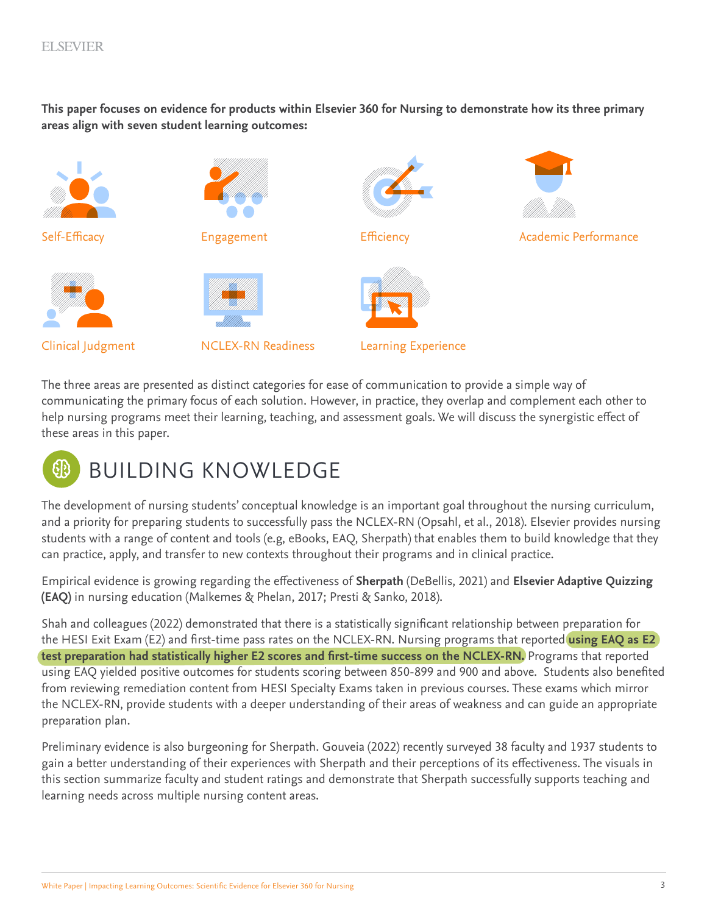**This paper focuses on evidence for products within Elsevier 360 for Nursing to demonstrate how its three primary areas align with seven student learning outcomes:**

- Self-Efficacy
- Engagement
- Efficiency
- Academic Performance
- Clinical Judgment
- NCLEX-RN Readiness
- Learning Experience

The three areas are presented as distinct categories for ease of communication to provide a simple way of communicating the primary focus of each solution. However, in practice, they overlap and complement each other to help nursing programs meet their learning, teaching, and assessment goals. We will discuss the synergistic effect of these areas in this paper.

# BUILDING KNOWLEDGE

The development of nursing students' conceptual knowledge is an important goal throughout the nursing curriculum, and a priority for preparing students to successfully pass the NCLEX-RN (Opsahl, et al., 2018). Elsevier provides nursing students with a range of content and tools (e.g, eBooks, EAQ, Sherpath) that enables them to build knowledge that they can practice, apply, and transfer to new contexts throughout their programs and in clinical practice.

Empirical evidence is growing regarding the effectiveness of **Sherpath** (DeBellis, 2021) and **Elsevier Adaptive Quizzing (EAQ)** in nursing education (Malkemes & Phelan, 2017; Presti & Sanko, 2018).

Shah and colleagues (2022) demonstrated that there is a statistically significant relationship between preparation for the HESI Exit Exam (E2) and first-time pass rates on the NCLEX-RN. Nursing programs that reported **using EAQ as E2 test preparation had statistically higher E2 scores and first-time success on the NCLEX-RN.** Programs that reported using EAQ yielded positive outcomes for students scoring between 850-899 and 900 and above. Students also benefited from reviewing remediation content from HESI Specialty Exams taken in previous courses. These exams which mirror the NCLEX-RN, provide students with a deeper understanding of their areas of weakness and can guide an appropriate preparation plan.

Preliminary evidence is also burgeoning for Sherpath. Gouveia (2022) recently surveyed 38 faculty and 1937 students to gain a better understanding of their experiences with Sherpath and their perceptions of its effectiveness. The visuals in this section summarize faculty and student ratings and demonstrate that Sherpath successfully supports teaching and learning needs across multiple nursing content areas.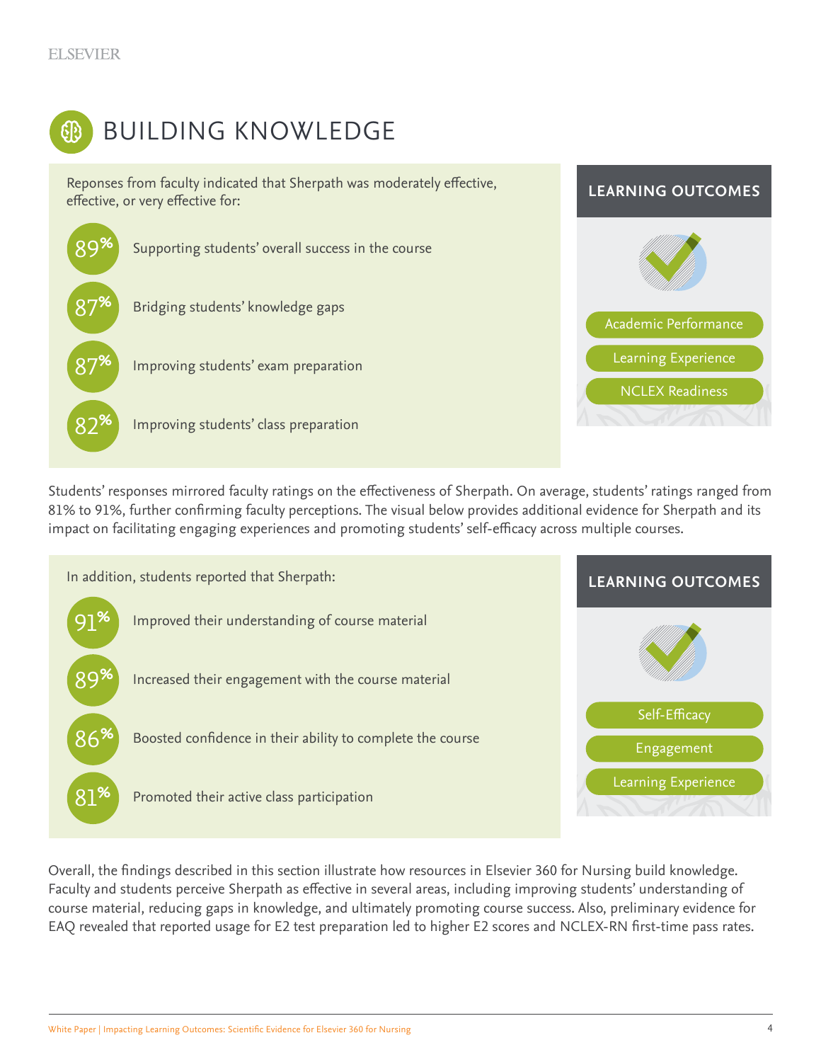# BUILDING KNOWLEDGE

Reponses from faculty indicated that Sherpath was moderately effective, effective, or very effective for:

- **89%** Supporting students' overall success in the course
- **87%** Bridging students' knowledge gaps
- **87%** Improving students' exam preparation
- **82%** Improving students' class preparation

**LEARNING OUTCOMES**

- Academic Performance
- Learning Experience
- NCLEX Readiness

Students' responses mirrored faculty ratings on the effectiveness of Sherpath. On average, students' ratings ranged from 81% to 91%, further confirming faculty perceptions. The visual below provides additional evidence for Sherpath and its impact on facilitating engaging experiences and promoting students' self-efficacy across multiple courses.

In addition, students reported that Sherpath:

- **91%** Improved their understanding of course material
- **89%** Increased their engagement with the course material
- **86%** Boosted confidence in their ability to complete the course
- **81%** Promoted their active class participation

**LEARNING OUTCOMES**

- Self-Efficacy
- Engagement
- Learning Experience

Overall, the findings described in this section illustrate how resources in Elsevier 360 for Nursing build knowledge. Faculty and students perceive Sherpath as effective in several areas, including improving students' understanding of course material, reducing gaps in knowledge, and ultimately promoting course success. Also, preliminary evidence for EAQ revealed that reported usage for E2 test preparation led to higher E2 scores and NCLEX-RN first-time pass rates.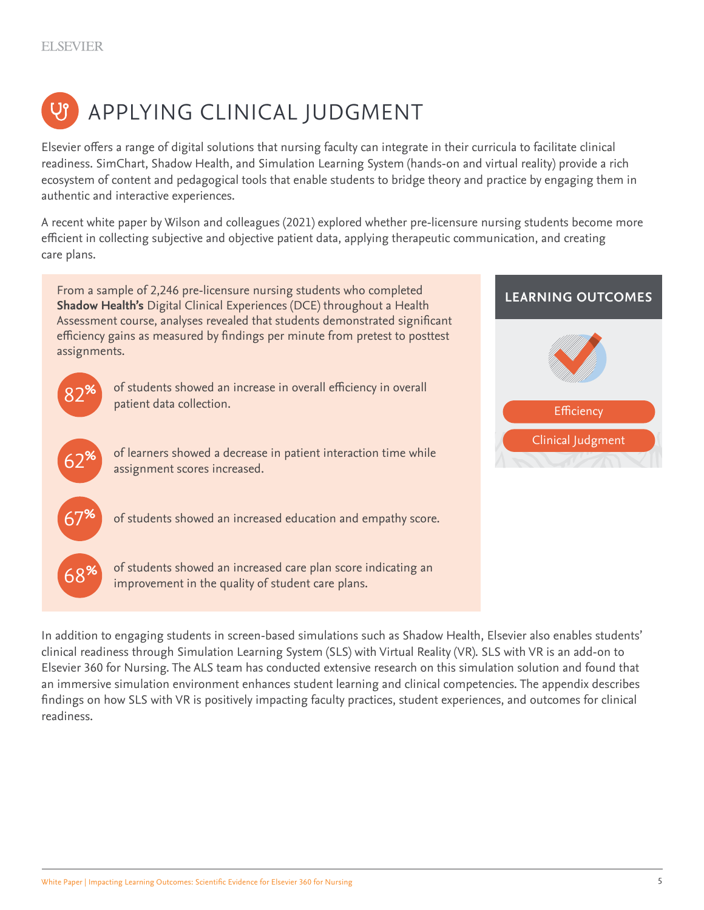# APPLYING CLINICAL JUDGMENT

Elsevier offers a range of digital solutions that nursing faculty can integrate in their curricula to facilitate clinical readiness. SimChart, Shadow Health, and Simulation Learning System (hands-on and virtual reality) provide a rich ecosystem of content and pedagogical tools that enable students to bridge theory and practice by engaging them in authentic and interactive experiences.

A recent white paper by Wilson and colleagues (2021) explored whether pre-licensure nursing students become more efficient in collecting subjective and objective patient data, applying therapeutic communication, and creating care plans.

From a sample of 2,246 pre-licensure nursing students who completed **Shadow Health's** Digital Clinical Experiences (DCE) throughout a Health Assessment course, analyses revealed that students demonstrated significant efficiency gains as measured by findings per minute from pretest to posttest assignments.

- **82%** of students showed an increase in overall efficiency in overall patient data collection.
- **62%** of learners showed a decrease in patient interaction time while assignment scores increased.
- **67%** of students showed an increased education and empathy score.
- **68%** of students showed an increased care plan score indicating an improvement in the quality of student care plans.

**LEARNING OUTCOMES**

- Efficiency
- Clinical Judgment

In addition to engaging students in screen-based simulations such as Shadow Health, Elsevier also enables students' clinical readiness through Simulation Learning System (SLS) with Virtual Reality (VR). SLS with VR is an add-on to Elsevier 360 for Nursing. The ALS team has conducted extensive research on this simulation solution and found that an immersive simulation environment enhances student learning and clinical competencies. The appendix describes findings on how SLS with VR is positively impacting faculty practices, student experiences, and outcomes for clinical readiness.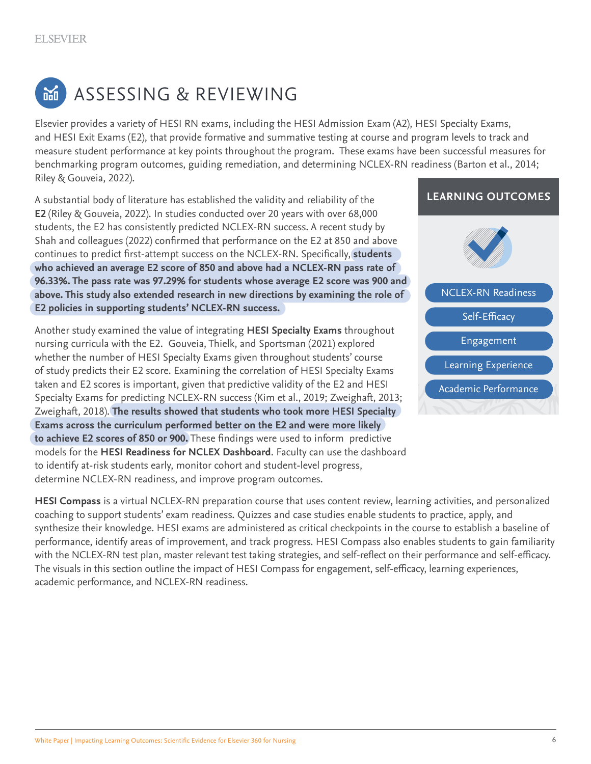# ASSESSING & REVIEWING

Elsevier provides a variety of HESI RN exams, including the HESI Admission Exam (A2), HESI Specialty Exams, and HESI Exit Exams (E2), that provide formative and summative testing at course and program levels to track and measure student performance at key points throughout the program. These exams have been successful measures for benchmarking program outcomes, guiding remediation, and determining NCLEX-RN readiness (Barton et al., 2014; Riley & Gouveia, 2022).

A substantial body of literature has established the validity and reliability of the **E2** (Riley & Gouveia, 2022). In studies conducted over 20 years with over 68,000 students, the E2 has consistently predicted NCLEX-RN success. A recent study by Shah and colleagues (2022) confirmed that performance on the E2 at 850 and above continues to predict first-attempt success on the NCLEX-RN. Specifically, **students who achieved an average E2 score of 850 and above had a NCLEX-RN pass rate of 96.33%. The pass rate was 97.29% for students whose average E2 score was 900 and above. This study also extended research in new directions by examining the role of E2 policies in supporting students' NCLEX-RN success.**

Another study examined the value of integrating **HESI Specialty Exams** throughout nursing curricula with the E2. Gouveia, Thielk, and Sportsman (2021) explored whether the number of HESI Specialty Exams given throughout students' course of study predicts their E2 score. Examining the correlation of HESI Specialty Exams taken and E2 scores is important, given that predictive validity of the E2 and HESI Specialty Exams for predicting NCLEX-RN success (Kim et al., 2019; Zweighaft, 2013; Zweighaft, 2018). **The results showed that students who took more HESI Specialty Exams across the curriculum performed better on the E2 and were more likely to achieve E2 scores of 850 or 900.** These findings were used to inform predictive models for the **HESI Readiness for NCLEX Dashboard**. Faculty can use the dashboard to identify at-risk students early, monitor cohort and student-level progress, determine NCLEX-RN readiness, and improve program outcomes.

**LEARNING OUTCOMES**

- NCLEX-RN Readiness
- Self-Efficacy
- Engagement
- Learning Experience
- Academic Performance

**HESI Compass** is a virtual NCLEX-RN preparation course that uses content review, learning activities, and personalized coaching to support students' exam readiness. Quizzes and case studies enable students to practice, apply, and synthesize their knowledge. HESI exams are administered as critical checkpoints in the course to establish a baseline of performance, identify areas of improvement, and track progress. HESI Compass also enables students to gain familiarity with the NCLEX-RN test plan, master relevant test taking strategies, and self-reflect on their performance and self-efficacy. The visuals in this section outline the impact of HESI Compass for engagement, self-efficacy, learning experiences, academic performance, and NCLEX-RN readiness.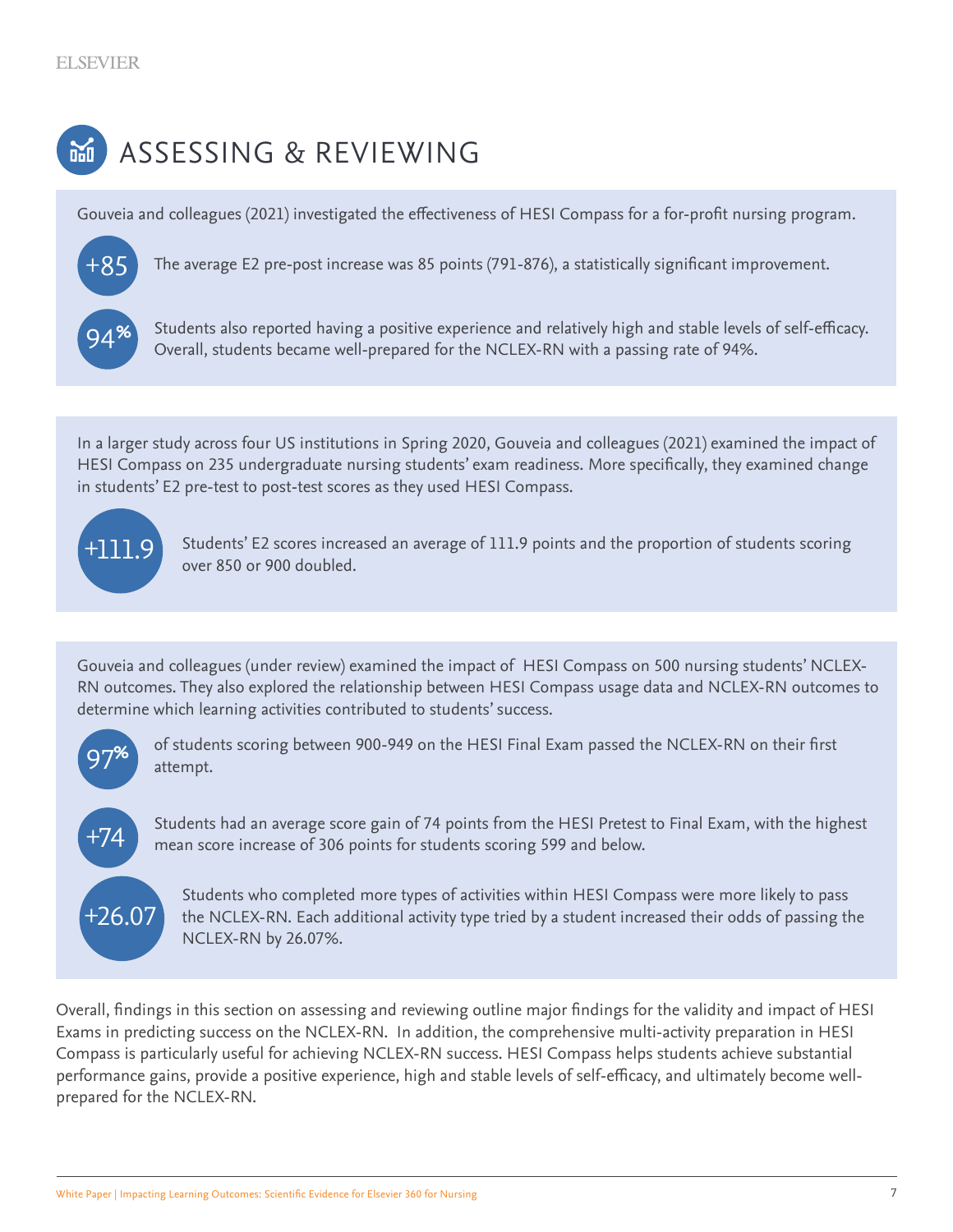# ASSESSING & REVIEWING

Gouveia and colleagues (2021) investigated the effectiveness of HESI Compass for a for-profit nursing program.

**+85** The average E2 pre-post increase was 85 points (791-876), a statistically significant improvement.

**94%** Students also reported having a positive experience and relatively high and stable levels of self-efficacy. Overall, students became well-prepared for the NCLEX-RN with a passing rate of 94%.

In a larger study across four US institutions in Spring 2020, Gouveia and colleagues (2021) examined the impact of HESI Compass on 235 undergraduate nursing students' exam readiness. More specifically, they examined change in students' E2 pre-test to post-test scores as they used HESI Compass.

**+111.9** Students' E2 scores increased an average of 111.9 points and the proportion of students scoring over 850 or 900 doubled.

Gouveia and colleagues (under review) examined the impact of HESI Compass on 500 nursing students' NCLEX-RN outcomes. They also explored the relationship between HESI Compass usage data and NCLEX-RN outcomes to determine which learning activities contributed to students' success.

**97%** of students scoring between 900-949 on the HESI Final Exam passed the NCLEX-RN on their first attempt.

**+74** Students had an average score gain of 74 points from the HESI Pretest to Final Exam, with the highest mean score increase of 306 points for students scoring 599 and below.

**+26.07** Students who completed more types of activities within HESI Compass were more likely to pass the NCLEX-RN. Each additional activity type tried by a student increased their odds of passing the NCLEX-RN by 26.07%.

Overall, findings in this section on assessing and reviewing outline major findings for the validity and impact of HESI Exams in predicting success on the NCLEX-RN. In addition, the comprehensive multi-activity preparation in HESI Compass is particularly useful for achieving NCLEX-RN success. HESI Compass helps students achieve substantial performance gains, provide a positive experience, high and stable levels of self-efficacy, and ultimately become well-prepared for the NCLEX-RN.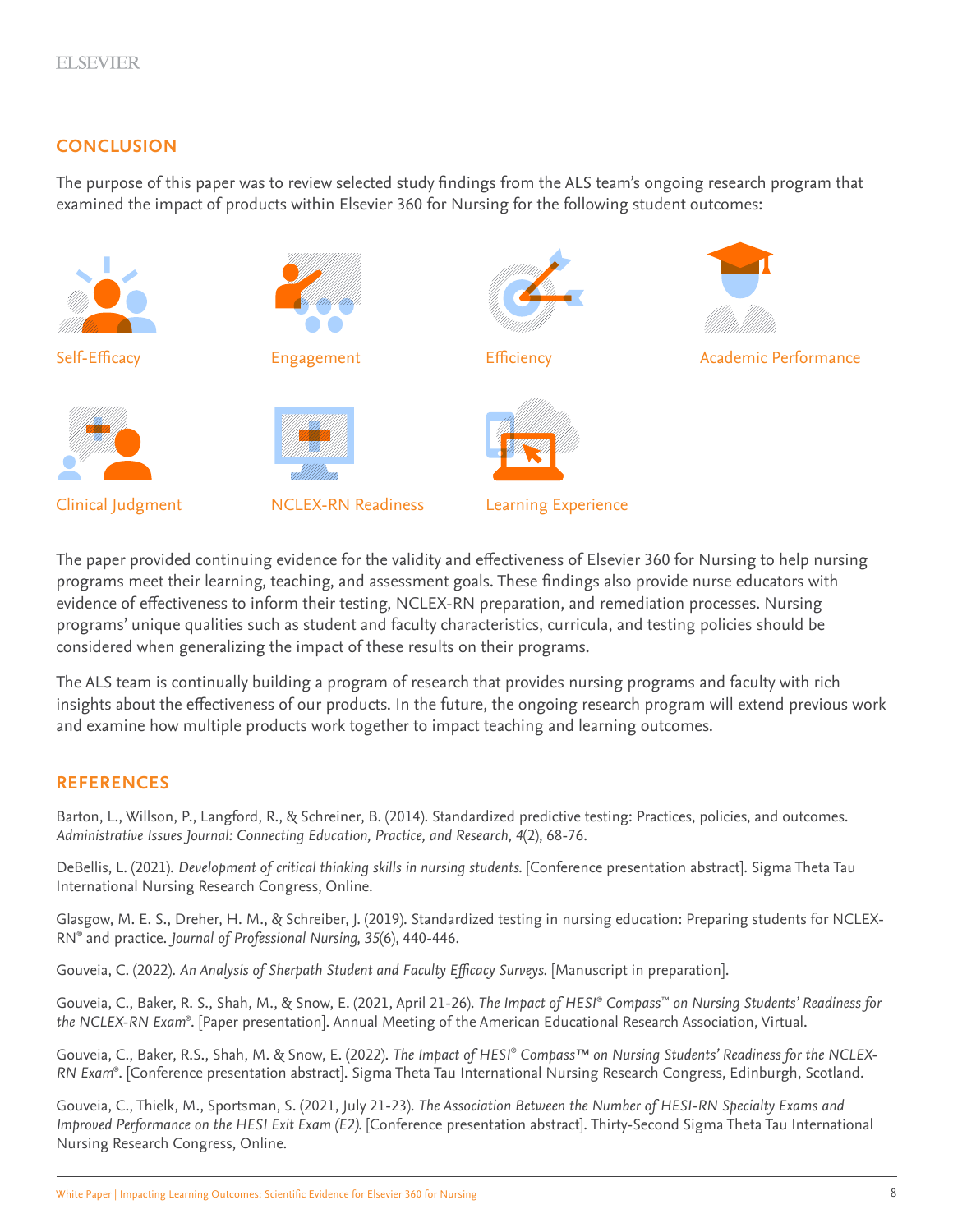## CONCLUSION

The purpose of this paper was to review selected study findings from the ALS team's ongoing research program that examined the impact of products within Elsevier 360 for Nursing for the following student outcomes:

- Self-Efficacy
- Engagement
- Efficiency
- Academic Performance
- Clinical Judgment
- NCLEX-RN Readiness
- Learning Experience

The paper provided continuing evidence for the validity and effectiveness of Elsevier 360 for Nursing to help nursing programs meet their learning, teaching, and assessment goals. These findings also provide nurse educators with evidence of effectiveness to inform their testing, NCLEX-RN preparation, and remediation processes. Nursing programs' unique qualities such as student and faculty characteristics, curricula, and testing policies should be considered when generalizing the impact of these results on their programs.

The ALS team is continually building a program of research that provides nursing programs and faculty with rich insights about the effectiveness of our products. In the future, the ongoing research program will extend previous work and examine how multiple products work together to impact teaching and learning outcomes.

## REFERENCES

Barton, L., Willson, P., Langford, R., & Schreiner, B. (2014). Standardized predictive testing: Practices, policies, and outcomes. *Administrative Issues Journal: Connecting Education, Practice, and Research, 4*(2), 68-76.

DeBellis, L. (2021). *Development of critical thinking skills in nursing students.* [Conference presentation abstract]. Sigma Theta Tau International Nursing Research Congress, Online.

Glasgow, M. E. S., Dreher, H. M., & Schreiber, J. (2019). Standardized testing in nursing education: Preparing students for NCLEX-RN® and practice. *Journal of Professional Nursing, 35*(6), 440-446.

Gouveia, C. (2022). *An Analysis of Sherpath Student and Faculty Efficacy Surveys.* [Manuscript in preparation].

Gouveia, C., Baker, R. S., Shah, M., & Snow, E. (2021, April 21-26). *The Impact of HESI® Compass™ on Nursing Students' Readiness for the NCLEX-RN Exam®.* [Paper presentation]. Annual Meeting of the American Educational Research Association, Virtual.

Gouveia, C., Baker, R.S., Shah, M. & Snow, E. (2022). *The Impact of HESI® Compass™ on Nursing Students' Readiness for the NCLEX-RN Exam®.* [Conference presentation abstract]. Sigma Theta Tau International Nursing Research Congress, Edinburgh, Scotland.

Gouveia, C., Thielk, M., Sportsman, S. (2021, July 21-23). *The Association Between the Number of HESI-RN Specialty Exams and Improved Performance on the HESI Exit Exam (E2).* [Conference presentation abstract]. Thirty-Second Sigma Theta Tau International Nursing Research Congress, Online.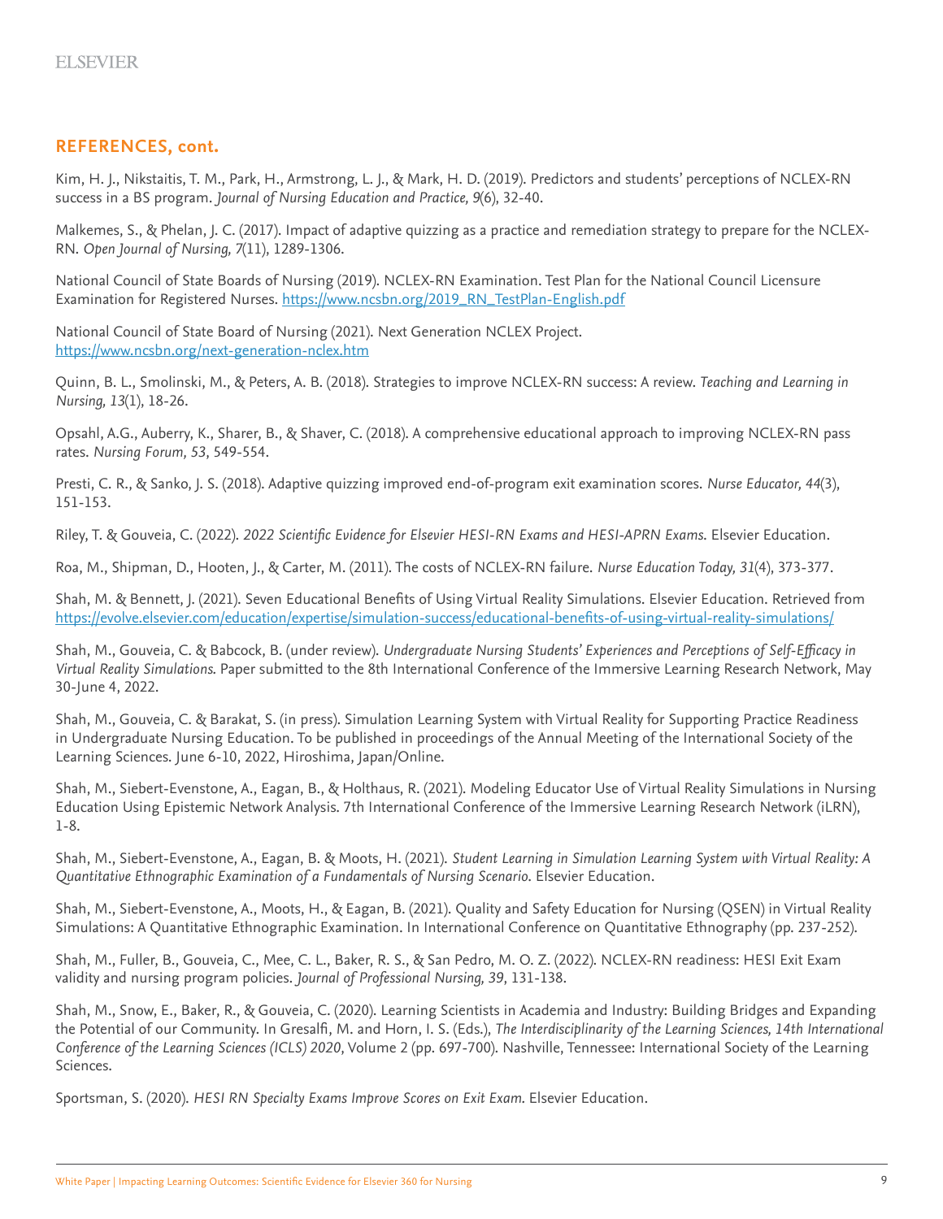## REFERENCES, cont.

Kim, H. J., Nikstaitis, T. M., Park, H., Armstrong, L. J., & Mark, H. D. (2019). Predictors and students' perceptions of NCLEX-RN success in a BS program. *Journal of Nursing Education and Practice, 9*(6), 32-40.

Malkemes, S., & Phelan, J. C. (2017). Impact of adaptive quizzing as a practice and remediation strategy to prepare for the NCLEX-RN. *Open Journal of Nursing, 7*(11), 1289-1306.

National Council of State Boards of Nursing (2019). NCLEX-RN Examination. Test Plan for the National Council Licensure Examination for Registered Nurses. https://www.ncsbn.org/2019_RN_TestPlan-English.pdf

National Council of State Board of Nursing (2021). Next Generation NCLEX Project. https://www.ncsbn.org/next-generation-nclex.htm

Quinn, B. L., Smolinski, M., & Peters, A. B. (2018). Strategies to improve NCLEX-RN success: A review. *Teaching and Learning in Nursing, 13*(1), 18-26.

Opsahl, A.G., Auberry, K., Sharer, B., & Shaver, C. (2018). A comprehensive educational approach to improving NCLEX-RN pass rates. *Nursing Forum, 53*, 549-554.

Presti, C. R., & Sanko, J. S. (2018). Adaptive quizzing improved end-of-program exit examination scores. *Nurse Educator, 44*(3), 151-153.

Riley, T. & Gouveia, C. (2022). *2022 Scientific Evidence for Elsevier HESI-RN Exams and HESI-APRN Exams.* Elsevier Education.

Roa, M., Shipman, D., Hooten, J., & Carter, M. (2011). The costs of NCLEX-RN failure. *Nurse Education Today, 31*(4), 373-377.

Shah, M. & Bennett, J. (2021). Seven Educational Benefits of Using Virtual Reality Simulations. Elsevier Education. Retrieved from https://evolve.elsevier.com/education/expertise/simulation-success/educational-benefits-of-using-virtual-reality-simulations/

Shah, M., Gouveia, C. & Babcock, B. (under review). *Undergraduate Nursing Students' Experiences and Perceptions of Self-Efficacy in Virtual Reality Simulations.* Paper submitted to the 8th International Conference of the Immersive Learning Research Network, May 30-June 4, 2022.

Shah, M., Gouveia, C. & Barakat, S. (in press). Simulation Learning System with Virtual Reality for Supporting Practice Readiness in Undergraduate Nursing Education. To be published in proceedings of the Annual Meeting of the International Society of the Learning Sciences. June 6-10, 2022, Hiroshima, Japan/Online.

Shah, M., Siebert-Evenstone, A., Eagan, B., & Holthaus, R. (2021). Modeling Educator Use of Virtual Reality Simulations in Nursing Education Using Epistemic Network Analysis. 7th International Conference of the Immersive Learning Research Network (iLRN), 1-8.

Shah, M., Siebert-Evenstone, A., Eagan, B. & Moots, H. (2021). *Student Learning in Simulation Learning System with Virtual Reality: A Quantitative Ethnographic Examination of a Fundamentals of Nursing Scenario.* Elsevier Education.

Shah, M., Siebert-Evenstone, A., Moots, H., & Eagan, B. (2021). Quality and Safety Education for Nursing (QSEN) in Virtual Reality Simulations: A Quantitative Ethnographic Examination. In International Conference on Quantitative Ethnography (pp. 237-252).

Shah, M., Fuller, B., Gouveia, C., Mee, C. L., Baker, R. S., & San Pedro, M. O. Z. (2022). NCLEX-RN readiness: HESI Exit Exam validity and nursing program policies. *Journal of Professional Nursing, 39*, 131-138.

Shah, M., Snow, E., Baker, R., & Gouveia, C. (2020). Learning Scientists in Academia and Industry: Building Bridges and Expanding the Potential of our Community. In Gresalfi, M. and Horn, I. S. (Eds.), *The Interdisciplinarity of the Learning Sciences, 14th International Conference of the Learning Sciences (ICLS) 2020*, Volume 2 (pp. 697-700). Nashville, Tennessee: International Society of the Learning Sciences.

Sportsman, S. (2020). *HESI RN Specialty Exams Improve Scores on Exit Exam.* Elsevier Education.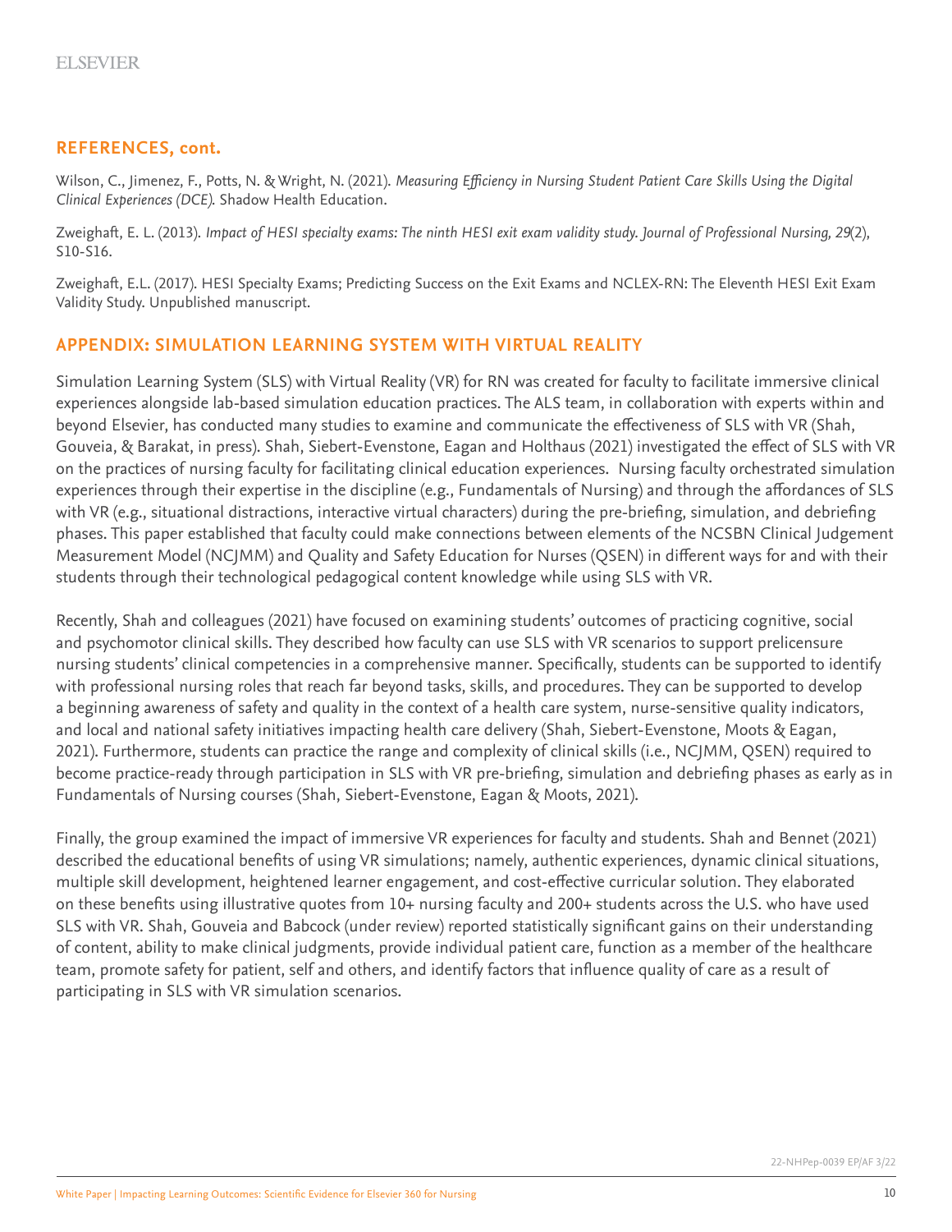## REFERENCES, cont.

Wilson, C., Jimenez, F., Potts, N. & Wright, N. (2021). *Measuring Efficiency in Nursing Student Patient Care Skills Using the Digital Clinical Experiences (DCE).* Shadow Health Education.

Zweighaft, E. L. (2013). *Impact of HESI specialty exams: The ninth HESI exit exam validity study. Journal of Professional Nursing, 29*(2), S10-S16.

Zweighaft, E.L. (2017). HESI Specialty Exams; Predicting Success on the Exit Exams and NCLEX-RN: The Eleventh HESI Exit Exam Validity Study. Unpublished manuscript.

## APPENDIX: SIMULATION LEARNING SYSTEM WITH VIRTUAL REALITY

Simulation Learning System (SLS) with Virtual Reality (VR) for RN was created for faculty to facilitate immersive clinical experiences alongside lab-based simulation education practices. The ALS team, in collaboration with experts within and beyond Elsevier, has conducted many studies to examine and communicate the effectiveness of SLS with VR (Shah, Gouveia, & Barakat, in press). Shah, Siebert-Evenstone, Eagan and Holthaus (2021) investigated the effect of SLS with VR on the practices of nursing faculty for facilitating clinical education experiences. Nursing faculty orchestrated simulation experiences through their expertise in the discipline (e.g., Fundamentals of Nursing) and through the affordances of SLS with VR (e.g., situational distractions, interactive virtual characters) during the pre-briefing, simulation, and debriefing phases. This paper established that faculty could make connections between elements of the NCSBN Clinical Judgement Measurement Model (NCJMM) and Quality and Safety Education for Nurses (QSEN) in different ways for and with their students through their technological pedagogical content knowledge while using SLS with VR.

Recently, Shah and colleagues (2021) have focused on examining students' outcomes of practicing cognitive, social and psychomotor clinical skills. They described how faculty can use SLS with VR scenarios to support prelicensure nursing students' clinical competencies in a comprehensive manner. Specifically, students can be supported to identify with professional nursing roles that reach far beyond tasks, skills, and procedures. They can be supported to develop a beginning awareness of safety and quality in the context of a health care system, nurse-sensitive quality indicators, and local and national safety initiatives impacting health care delivery (Shah, Siebert-Evenstone, Moots & Eagan, 2021). Furthermore, students can practice the range and complexity of clinical skills (i.e., NCJMM, QSEN) required to become practice-ready through participation in SLS with VR pre-briefing, simulation and debriefing phases as early as in Fundamentals of Nursing courses (Shah, Siebert-Evenstone, Eagan & Moots, 2021).

Finally, the group examined the impact of immersive VR experiences for faculty and students. Shah and Bennet (2021) described the educational benefits of using VR simulations; namely, authentic experiences, dynamic clinical situations, multiple skill development, heightened learner engagement, and cost-effective curricular solution. They elaborated on these benefits using illustrative quotes from 10+ nursing faculty and 200+ students across the U.S. who have used SLS with VR. Shah, Gouveia and Babcock (under review) reported statistically significant gains on their understanding of content, ability to make clinical judgments, provide individual patient care, function as a member of the healthcare team, promote safety for patient, self and others, and identify factors that influence quality of care as a result of participating in SLS with VR simulation scenarios.

22-NHPep-0039 EP/AF 3/22